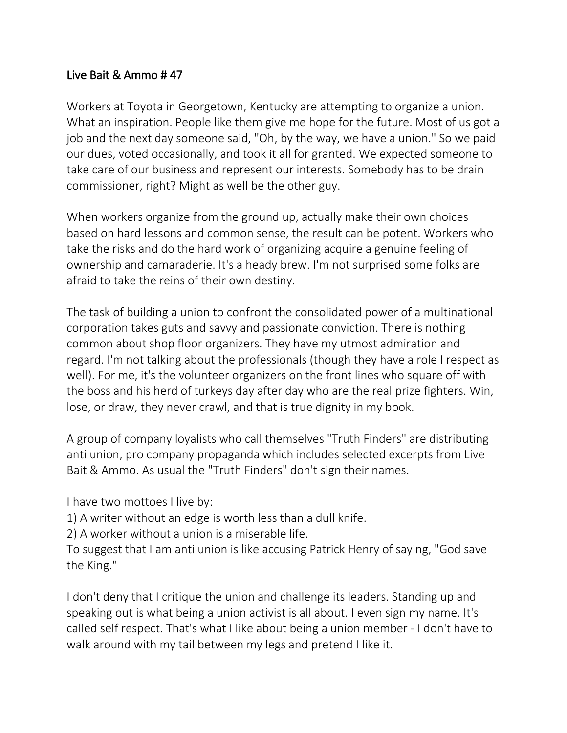## Live Bait & Ammo # 47

Workers at Toyota in Georgetown, Kentucky are attempting to organize a union. What an inspiration. People like them give me hope for the future. Most of us got a job and the next day someone said, "Oh, by the way, we have a union." So we paid our dues, voted occasionally, and took it all for granted. We expected someone to take care of our business and represent our interests. Somebody has to be drain commissioner, right? Might as well be the other guy.

When workers organize from the ground up, actually make their own choices based on hard lessons and common sense, the result can be potent. Workers who take the risks and do the hard work of organizing acquire a genuine feeling of ownership and camaraderie. It's a heady brew. I'm not surprised some folks are afraid to take the reins of their own destiny.

The task of building a union to confront the consolidated power of a multinational corporation takes guts and savvy and passionate conviction. There is nothing common about shop floor organizers. They have my utmost admiration and regard. I'm not talking about the professionals (though they have a role I respect as well). For me, it's the volunteer organizers on the front lines who square off with the boss and his herd of turkeys day after day who are the real prize fighters. Win, lose, or draw, they never crawl, and that is true dignity in my book.

A group of company loyalists who call themselves "Truth Finders" are distributing anti union, pro company propaganda which includes selected excerpts from Live Bait & Ammo. As usual the "Truth Finders" don't sign their names.

I have two mottoes I live by:

1) A writer without an edge is worth less than a dull knife.
2) A worker without a union is a miserable life.

To suggest that I am anti union is like accusing Patrick Henry of saying, "God save the King."

I don't deny that I critique the union and challenge its leaders. Standing up and speaking out is what being a union activist is all about. I even sign my name. It's called self respect. That's what I like about being a union member - I don't have to walk around with my tail between my legs and pretend I like it.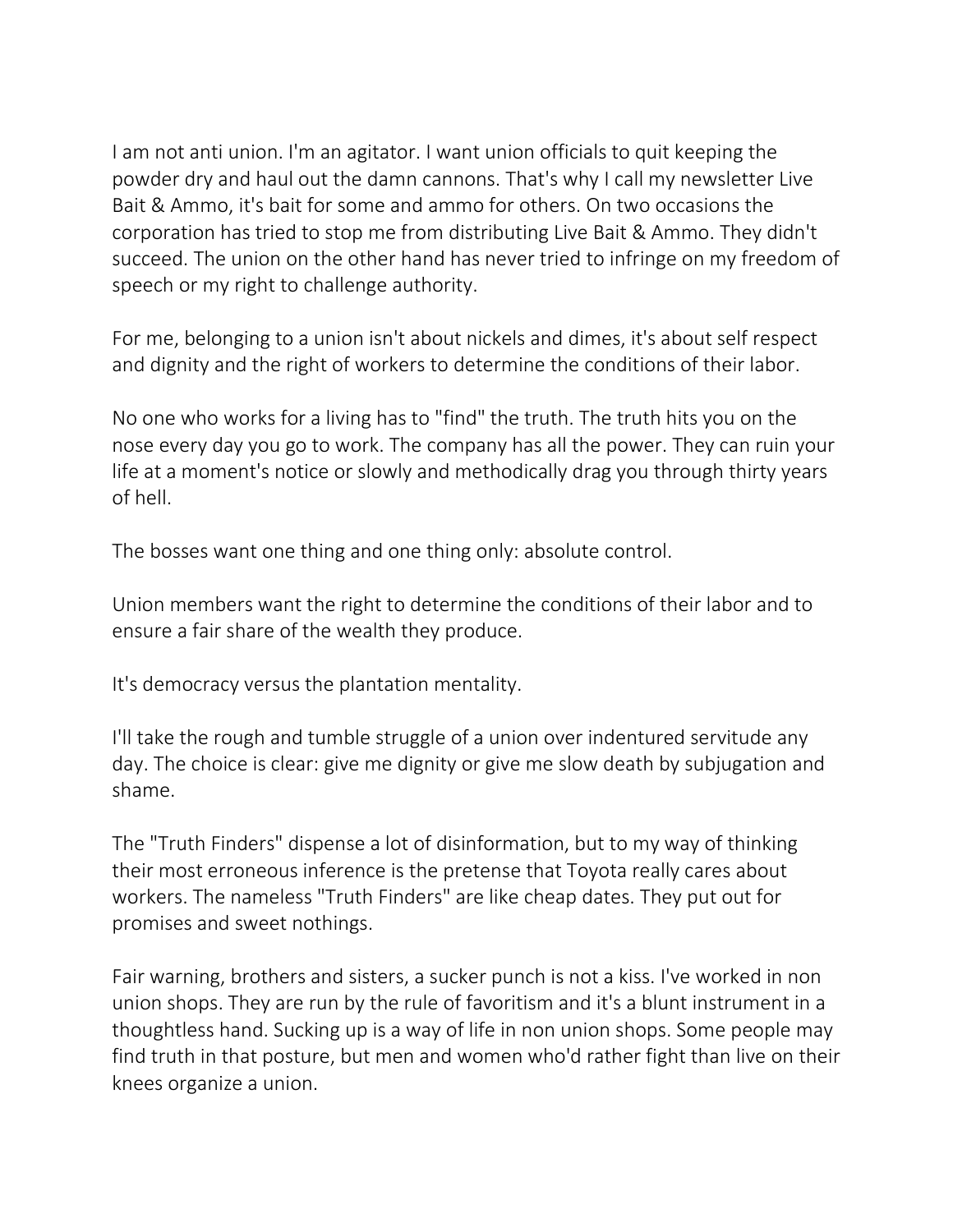I am not anti union. I'm an agitator. I want union officials to quit keeping the powder dry and haul out the damn cannons. That's why I call my newsletter Live Bait & Ammo, it's bait for some and ammo for others. On two occasions the corporation has tried to stop me from distributing Live Bait & Ammo. They didn't succeed. The union on the other hand has never tried to infringe on my freedom of speech or my right to challenge authority.

For me, belonging to a union isn't about nickels and dimes, it's about self respect and dignity and the right of workers to determine the conditions of their labor.

No one who works for a living has to "find" the truth. The truth hits you on the nose every day you go to work. The company has all the power. They can ruin your life at a moment's notice or slowly and methodically drag you through thirty years of hell.

The bosses want one thing and one thing only: absolute control.

Union members want the right to determine the conditions of their labor and to ensure a fair share of the wealth they produce.

It's democracy versus the plantation mentality.

I'll take the rough and tumble struggle of a union over indentured servitude any day. The choice is clear: give me dignity or give me slow death by subjugation and shame.

The "Truth Finders" dispense a lot of disinformation, but to my way of thinking their most erroneous inference is the pretense that Toyota really cares about workers. The nameless "Truth Finders" are like cheap dates. They put out for promises and sweet nothings.

Fair warning, brothers and sisters, a sucker punch is not a kiss. I've worked in non union shops. They are run by the rule of favoritism and it's a blunt instrument in a thoughtless hand. Sucking up is a way of life in non union shops. Some people may find truth in that posture, but men and women who'd rather fight than live on their knees organize a union.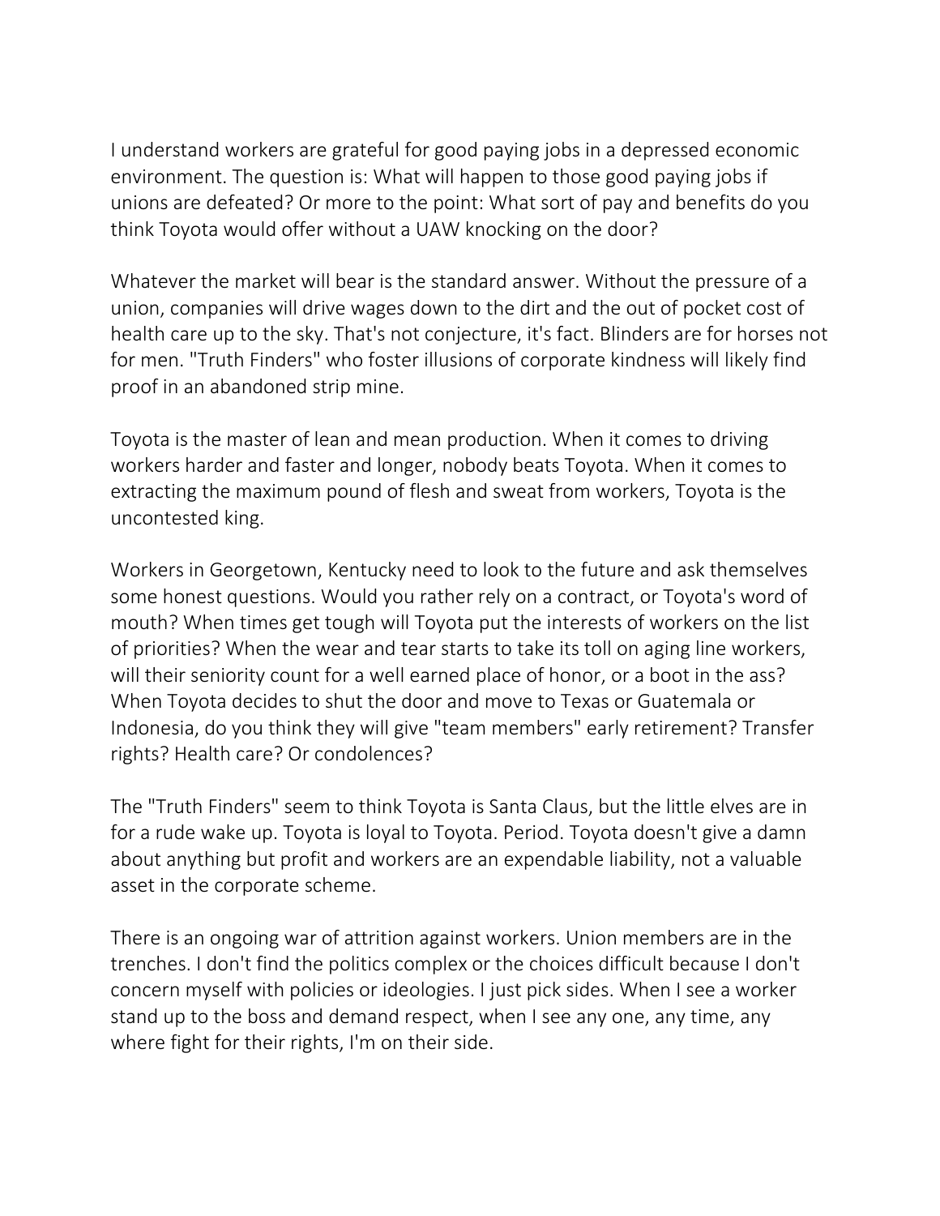I understand workers are grateful for good paying jobs in a depressed economic environment. The question is: What will happen to those good paying jobs if unions are defeated? Or more to the point: What sort of pay and benefits do you think Toyota would offer without a UAW knocking on the door?

Whatever the market will bear is the standard answer. Without the pressure of a union, companies will drive wages down to the dirt and the out of pocket cost of health care up to the sky. That's not conjecture, it's fact. Blinders are for horses not for men. "Truth Finders" who foster illusions of corporate kindness will likely find proof in an abandoned strip mine.

Toyota is the master of lean and mean production. When it comes to driving workers harder and faster and longer, nobody beats Toyota. When it comes to extracting the maximum pound of flesh and sweat from workers, Toyota is the uncontested king.

Workers in Georgetown, Kentucky need to look to the future and ask themselves some honest questions. Would you rather rely on a contract, or Toyota's word of mouth? When times get tough will Toyota put the interests of workers on the list of priorities? When the wear and tear starts to take its toll on aging line workers, will their seniority count for a well earned place of honor, or a boot in the ass? When Toyota decides to shut the door and move to Texas or Guatemala or Indonesia, do you think they will give "team members" early retirement? Transfer rights? Health care? Or condolences?

The "Truth Finders" seem to think Toyota is Santa Claus, but the little elves are in for a rude wake up. Toyota is loyal to Toyota. Period. Toyota doesn't give a damn about anything but profit and workers are an expendable liability, not a valuable asset in the corporate scheme.

There is an ongoing war of attrition against workers. Union members are in the trenches. I don't find the politics complex or the choices difficult because I don't concern myself with policies or ideologies. I just pick sides. When I see a worker stand up to the boss and demand respect, when I see any one, any time, any where fight for their rights, I'm on their side.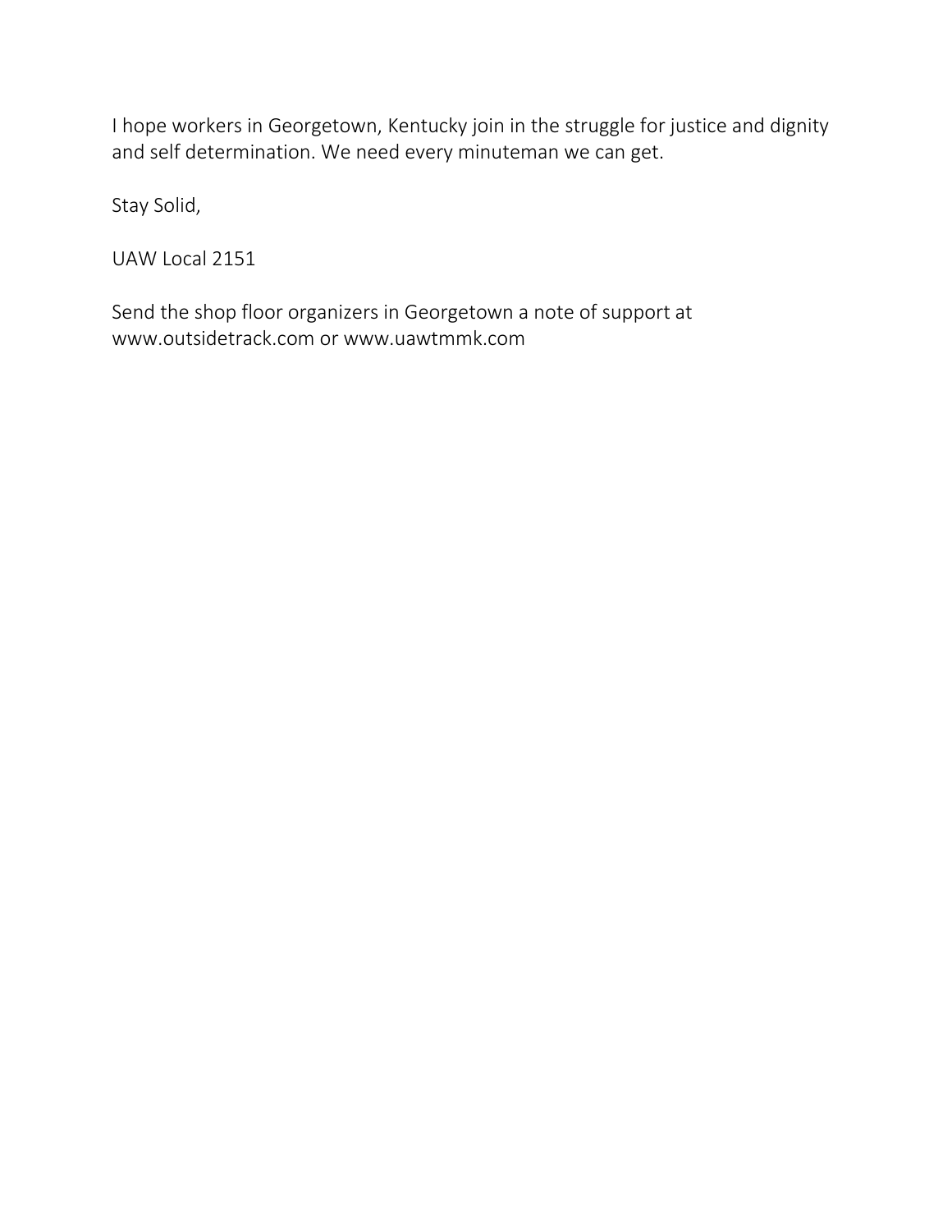I hope workers in Georgetown, Kentucky join in the struggle for justice and dignity and self determination. We need every minuteman we can get.

Stay Solid,

UAW Local 2151

Send the shop floor organizers in Georgetown a note of support at www.outsidetrack.com or www.uawtmmk.com